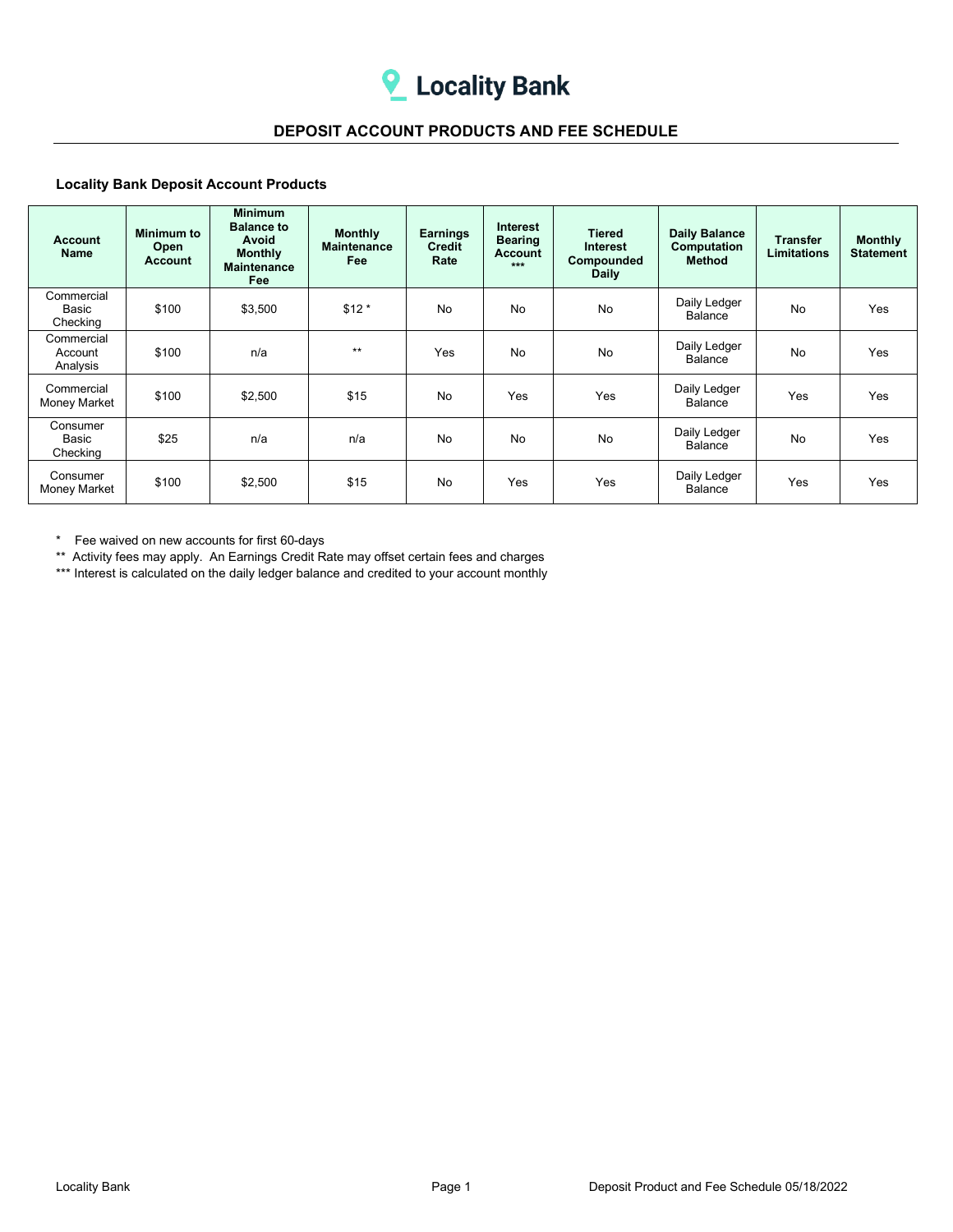# Locality Bank

## DEPOSIT ACCOUNT PRODUCTS AND FEE SCHEDULE

### Locality Bank Deposit Account Products

| Account Name | Minimum to Open Account | Minimum Balance to Avoid Monthly Maintenance Fee | Monthly Maintenance Fee | Earnings Credit Rate | Interest Bearing Account *** | Tiered Interest Compounded Daily | Daily Balance Computation Method | Transfer Limitations | Monthly Statement |
|---|---|---|---|---|---|---|---|---|---|
| Commercial Basic Checking | $100 | $3,500 | $12 * | No | No | No | Daily Ledger Balance | No | Yes |
| Commercial Account Analysis | $100 | n/a | ** | Yes | No | No | Daily Ledger Balance | No | Yes |
| Commercial Money Market | $100 | $2,500 | $15 | No | Yes | Yes | Daily Ledger Balance | Yes | Yes |
| Consumer Basic Checking | $25 | n/a | n/a | No | No | No | Daily Ledger Balance | No | Yes |
| Consumer Money Market | $100 | $2,500 | $15 | No | Yes | Yes | Daily Ledger Balance | Yes | Yes |

\* Fee waived on new accounts for first 60-days

\** Activity fees may apply. An Earnings Credit Rate may offset certain fees and charges

\*** Interest is calculated on the daily ledger balance and credited to your account monthly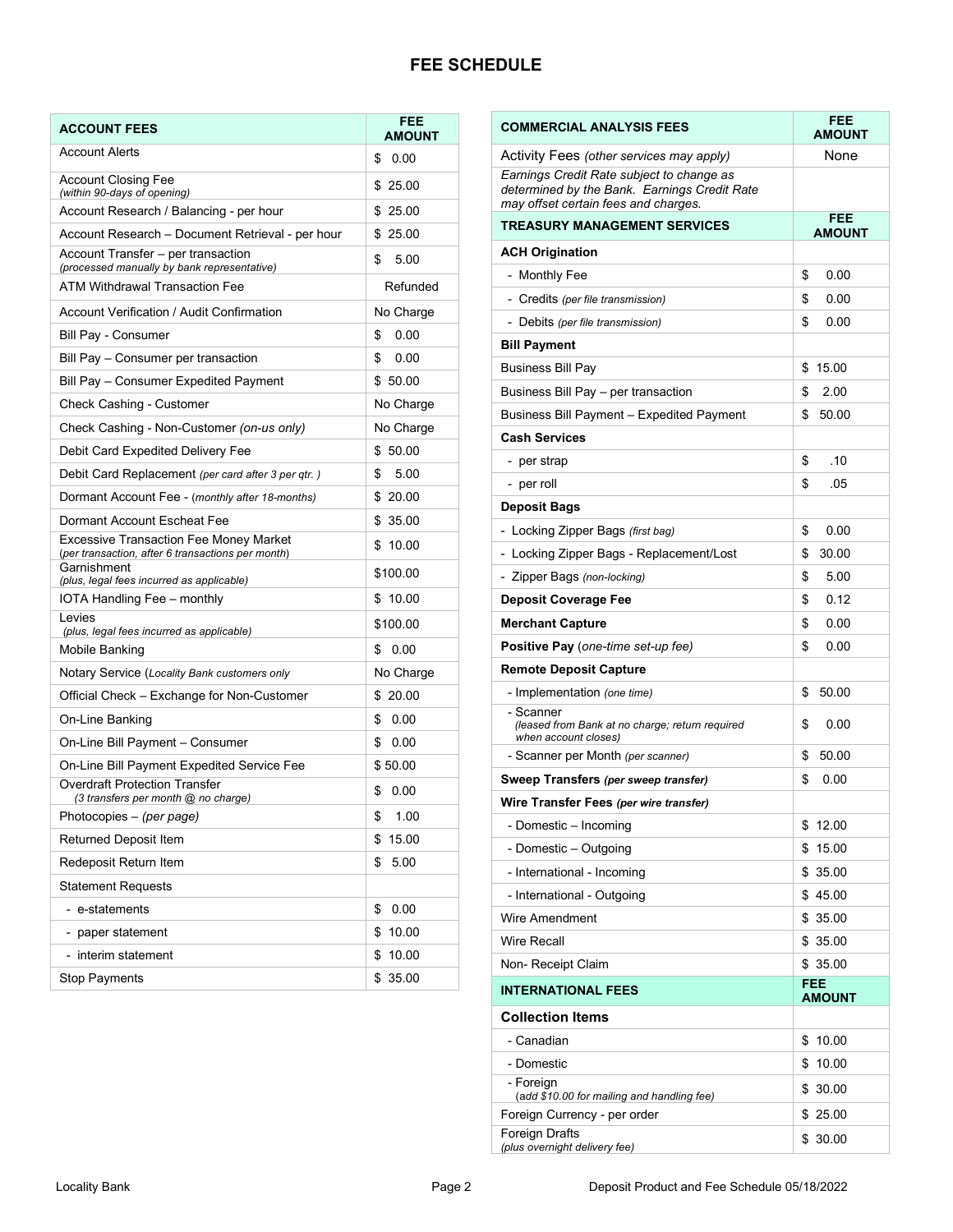# FEE SCHEDULE

| ACCOUNT FEES | FEE AMOUNT |
|---|---|
| Account Alerts | $ 0.00 |
| Account Closing Fee *(within 90-days of opening)* | $ 25.00 |
| Account Research / Balancing - per hour | $ 25.00 |
| Account Research – Document Retrieval - per hour | $ 25.00 |
| Account Transfer – per transaction *(processed manually by bank representative)* | $ 5.00 |
| ATM Withdrawal Transaction Fee | Refunded |
| Account Verification / Audit Confirmation | No Charge |
| Bill Pay - Consumer | $ 0.00 |
| Bill Pay – Consumer per transaction | $ 0.00 |
| Bill Pay – Consumer Expedited Payment | $ 50.00 |
| Check Cashing - Customer | No Charge |
| Check Cashing - Non-Customer *(on-us only)* | No Charge |
| Debit Card Expedited Delivery Fee | $ 50.00 |
| Debit Card Replacement *(per card after 3 per qtr. )* | $ 5.00 |
| Dormant Account Fee - *(monthly after 18-months)* | $ 20.00 |
| Dormant Account Escheat Fee | $ 35.00 |
| Excessive Transaction Fee Money Market *(per transaction, after 6 transactions per month)* | $ 10.00 |
| Garnishment *(plus, legal fees incurred as applicable)* | $100.00 |
| IOTA Handling Fee – monthly | $ 10.00 |
| Levies *(plus, legal fees incurred as applicable)* | $100.00 |
| Mobile Banking | $ 0.00 |
| Notary Service (*Locality Bank customers only* | No Charge |
| Official Check – Exchange for Non-Customer | $ 20.00 |
| On-Line Banking | $ 0.00 |
| On-Line Bill Payment – Consumer | $ 0.00 |
| On-Line Bill Payment Expedited Service Fee | $ 50.00 |
| Overdraft Protection Transfer *(3 transfers per month @ no charge)* | $ 0.00 |
| Photocopies – *(per page)* | $ 1.00 |
| Returned Deposit Item | $ 15.00 |
| Redeposit Return Item | $ 5.00 |
| Statement Requests | |
| - e-statements | $ 0.00 |
| - paper statement | $ 10.00 |
| - interim statement | $ 10.00 |
| Stop Payments | $ 35.00 |

| COMMERCIAL ANALYSIS FEES | FEE AMOUNT |
|---|---|
| Activity Fees *(other services may apply)* | None |
| *Earnings Credit Rate subject to change as determined by the Bank. Earnings Credit Rate may offset certain fees and charges.* | |
| **TREASURY MANAGEMENT SERVICES** | **FEE AMOUNT** |
| **ACH Origination** | |
| - Monthly Fee | $ 0.00 |
| - Credits *(per file transmission)* | $ 0.00 |
| - Debits *(per file transmission)* | $ 0.00 |
| **Bill Payment** | |
| Business Bill Pay | $ 15.00 |
| Business Bill Pay – per transaction | $ 2.00 |
| Business Bill Payment – Expedited Payment | $ 50.00 |
| **Cash Services** | |
| - per strap | $ .10 |
| - per roll | $ .05 |
| **Deposit Bags** | |
| - Locking Zipper Bags *(first bag)* | $ 0.00 |
| - Locking Zipper Bags - Replacement/Lost | $ 30.00 |
| - Zipper Bags *(non-locking)* | $ 5.00 |
| **Deposit Coverage Fee** | $ 0.12 |
| **Merchant Capture** | $ 0.00 |
| **Positive Pay** (*one-time set-up fee)* | $ 0.00 |
| **Remote Deposit Capture** | |
| - Implementation *(one time)* | $ 50.00 |
| - Scanner *(leased from Bank at no charge; return required when account closes)* | $ 0.00 |
| - Scanner per Month *(per scanner)* | $ 50.00 |
| **Sweep Transfers** ***(per sweep transfer)*** | $ 0.00 |
| **Wire Transfer Fees** ***(per wire transfer)*** | |
| - Domestic – Incoming | $ 12.00 |
| - Domestic – Outgoing | $ 15.00 |
| - International - Incoming | $ 35.00 |
| - International - Outgoing | $ 45.00 |
| Wire Amendment | $ 35.00 |
| Wire Recall | $ 35.00 |
| Non- Receipt Claim | $ 35.00 |
| **INTERNATIONAL FEES** | **FEE AMOUNT** |
| **Collection Items** | |
| - Canadian | $ 10.00 |
| - Domestic | $ 10.00 |
| - Foreign *(add $10.00 for mailing and handling fee)* | $ 30.00 |
| Foreign Currency - per order | $ 25.00 |
| Foreign Drafts *(plus overnight delivery fee)* | $ 30.00 |